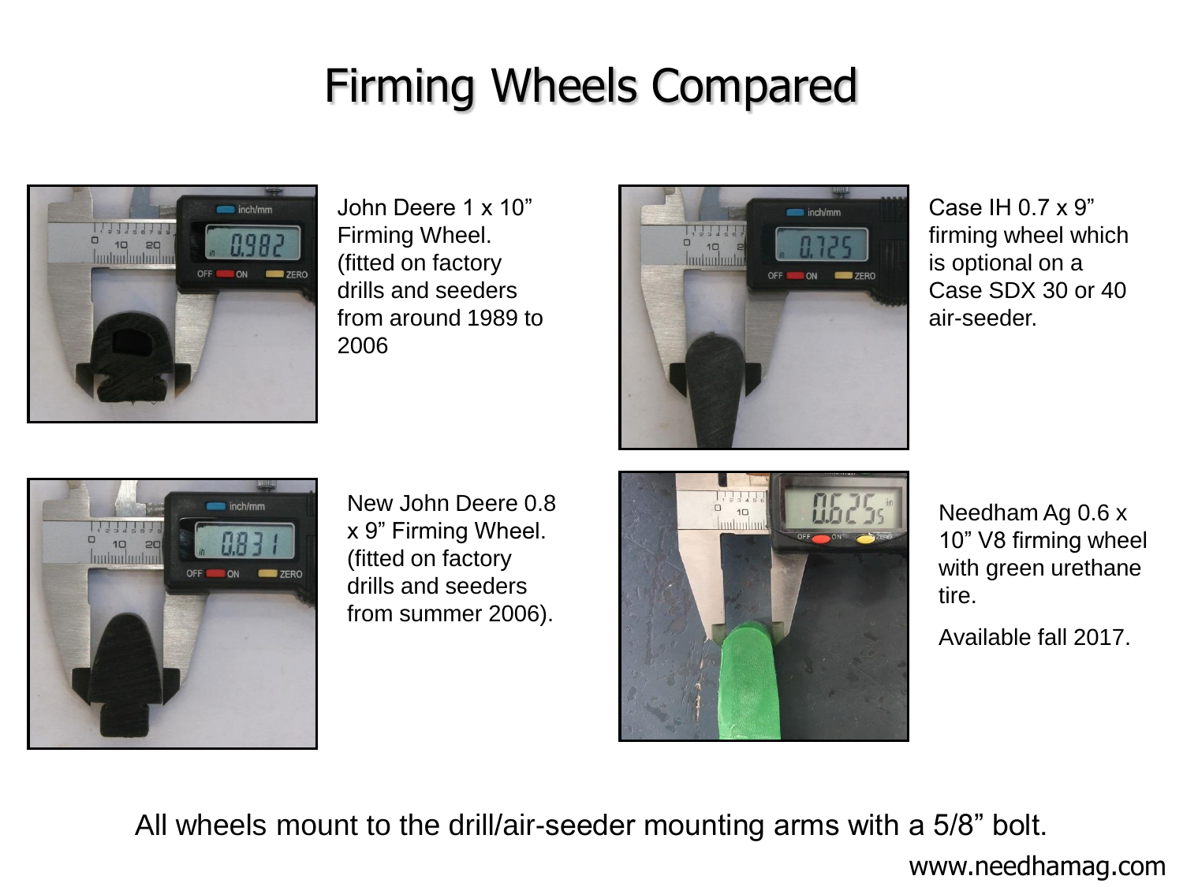# Firming Wheels Compared

John Deere 1 x 10" Firming Wheel. (fitted on factory drills and seeders from around 1989 to 2006

Case IH 0.7 x 9" firming wheel which is optional on a Case SDX 30 or 40 air-seeder.

New John Deere 0.8 x 9" Firming Wheel. (fitted on factory drills and seeders from summer 2006).

Needham Ag 0.6 x 10" V8 firming wheel with green urethane tire.

Available fall 2017.

All wheels mount to the drill/air-seeder mounting arms with a 5/8" bolt.

www.needhamag.com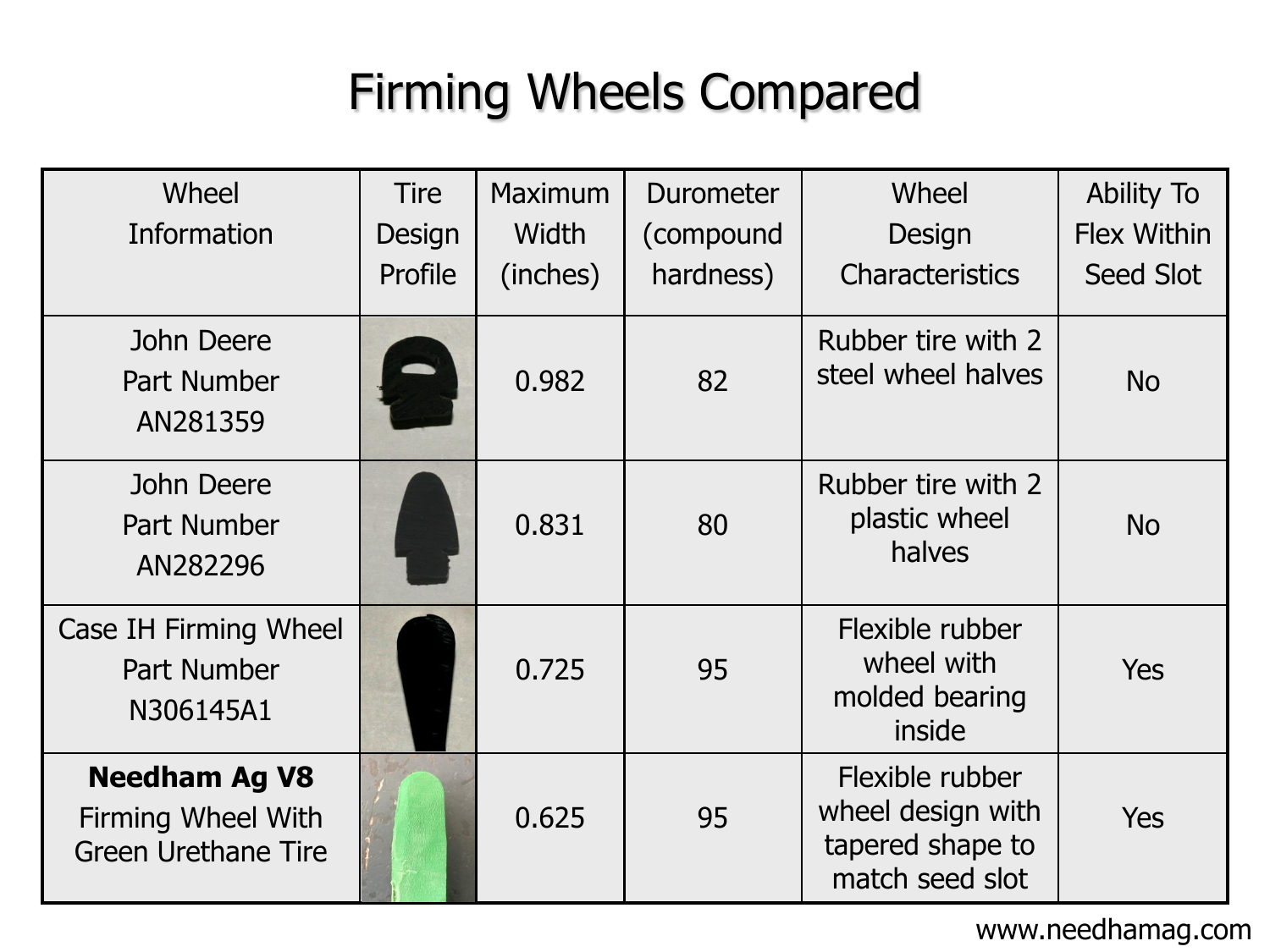# Firming Wheels Compared

| Wheel Information | Tire Design Profile | Maximum Width (inches) | Durometer (compound hardness) | Wheel Design Characteristics | Ability To Flex Within Seed Slot |
|---|---|---|---|---|---|
| John Deere Part Number AN281359 | | 0.982 | 82 | Rubber tire with 2 steel wheel halves | No |
| John Deere Part Number AN282296 | | 0.831 | 80 | Rubber tire with 2 plastic wheel halves | No |
| Case IH Firming Wheel Part Number N306145A1 | | 0.725 | 95 | Flexible rubber wheel with molded bearing inside | Yes |
| **Needham Ag V8** Firming Wheel With Green Urethane Tire | | 0.625 | 95 | Flexible rubber wheel design with tapered shape to match seed slot | Yes |

www.needhamag.com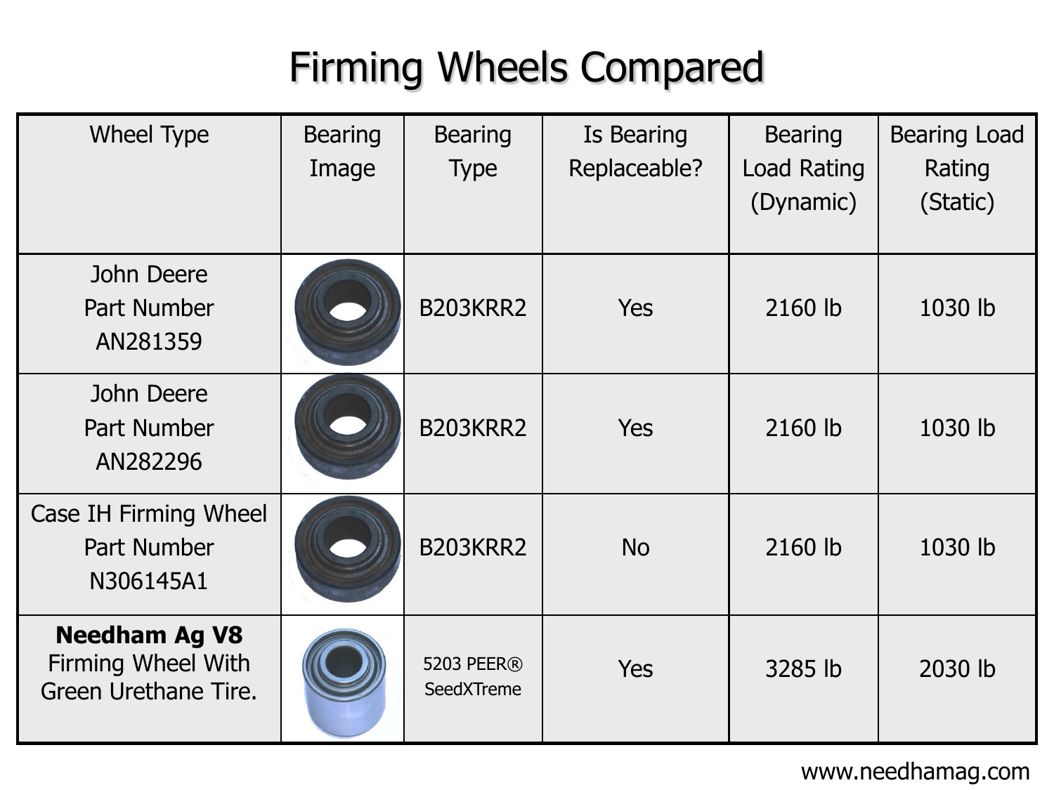# Firming Wheels Compared

| Wheel Type | Bearing Image | Bearing Type | Is Bearing Replaceable? | Bearing Load Rating (Dynamic) | Bearing Load Rating (Static) |
|---|---|---|---|---|---|
| John Deere Part Number AN281359 | | B203KRR2 | Yes | 2160 lb | 1030 lb |
| John Deere Part Number AN282296 | | B203KRR2 | Yes | 2160 lb | 1030 lb |
| Case IH Firming Wheel Part Number N306145A1 | | B203KRR2 | No | 2160 lb | 1030 lb |
| **Needham Ag V8** Firming Wheel With Green Urethane Tire. | | 5203 PEER® SeedXTreme | Yes | 3285 lb | 2030 lb |

www.needhamag.com